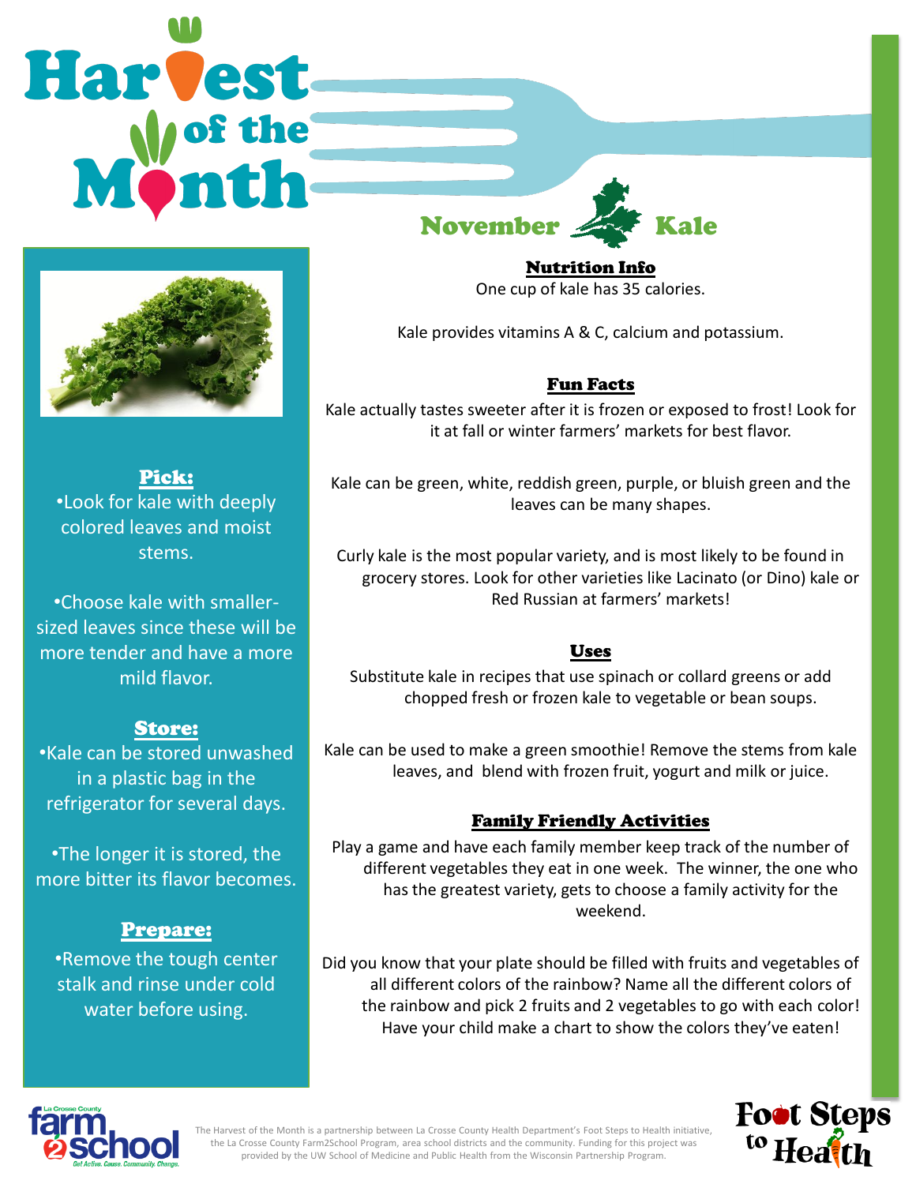# Harvest of the Month

## November Kale

### Pick:

- Look for kale with deeply colored leaves and moist stems.
- Choose kale with smaller-sized leaves since these will be more tender and have a more mild flavor.

### Store:

- Kale can be stored unwashed in a plastic bag in the refrigerator for several days.
- The longer it is stored, the more bitter its flavor becomes.

### Prepare:

- Remove the tough center stalk and rinse under cold water before using.

### Nutrition Info

One cup of kale has 35 calories.

Kale provides vitamins A & C, calcium and potassium.

### Fun Facts

Kale actually tastes sweeter after it is frozen or exposed to frost! Look for it at fall or winter farmers' markets for best flavor.

Kale can be green, white, reddish green, purple, or bluish green and the leaves can be many shapes.

Curly kale is the most popular variety, and is most likely to be found in grocery stores. Look for other varieties like Lacinato (or Dino) kale or Red Russian at farmers' markets!

### Uses

Substitute kale in recipes that use spinach or collard greens or add chopped fresh or frozen kale to vegetable or bean soups.

Kale can be used to make a green smoothie! Remove the stems from kale leaves, and blend with frozen fruit, yogurt and milk or juice.

### Family Friendly Activities

Play a game and have each family member keep track of the number of different vegetables they eat in one week. The winner, the one who has the greatest variety, gets to choose a family activity for the weekend.

Did you know that your plate should be filled with fruits and vegetables of all different colors of the rainbow? Name all the different colors of the rainbow and pick 2 fruits and 2 vegetables to go with each color! Have your child make a chart to show the colors they've eaten!

La Crosse County farm2school — Get Active. Cause. Community. Change.

The Harvest of the Month is a partnership between La Crosse County Health Department's Foot Steps to Health initiative, the La Crosse County Farm2School Program, area school districts and the community. Funding for this project was provided by the UW School of Medicine and Public Health from the Wisconsin Partnership Program.

Foot Steps to Health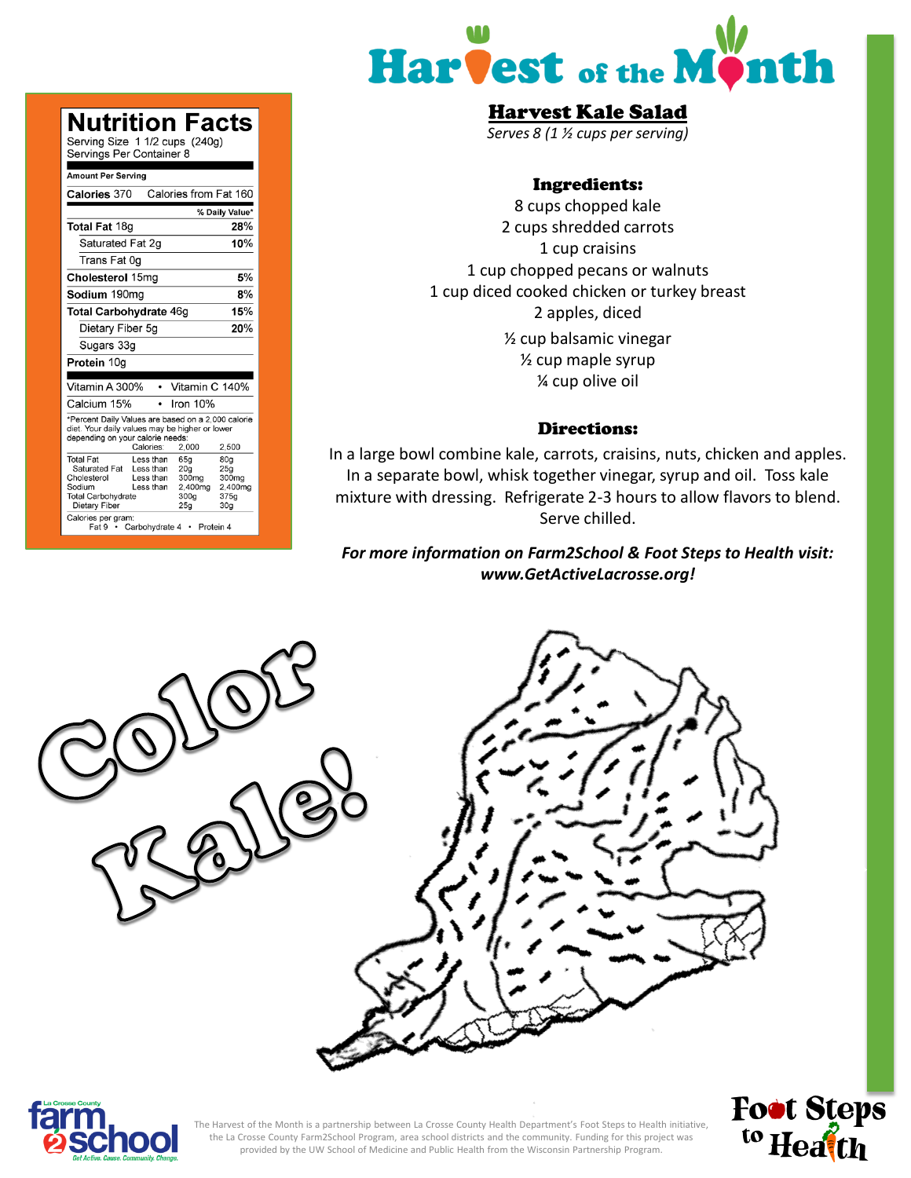# Harvest of the Month

## Nutrition Facts

Serving Size 1 1/2 cups (240g)
Servings Per Container 8

| Amount Per Serving | |
|---|---|
| **Calories** 370 | Calories from Fat 160 |
| | % Daily Value* |
| **Total Fat** 18g | 28% |
| Saturated Fat 2g | 10% |
| Trans Fat 0g | |
| **Cholesterol** 15mg | 5% |
| **Sodium** 190mg | 8% |
| **Total Carbohydrate** 46g | 15% |
| Dietary Fiber 5g | 20% |
| Sugars 33g | |
| **Protein** 10g | |

Vitamin A 300% • Vitamin C 140%
Calcium 15% • Iron 10%

*Percent Daily Values are based on a 2,000 calorie diet. Your daily values may be higher or lower depending on your calorie needs:

| | | 2,000 | 2,500 |
|---|---|---|---|
| | Calories: | 2,000 | 2,500 |
| Total Fat | Less than | 65g | 80g |
| Saturated Fat | Less than | 20g | 25g |
| Cholesterol | Less than | 300mg | 300mg |
| Sodium | Less than | 2,400mg | 2,400mg |
| Total Carbohydrate | | 300g | 375g |
| Dietary Fiber | | 25g | 30g |

Calories per gram:
Fat 9 • Carbohydrate 4 • Protein 4

## Harvest Kale Salad

*Serves 8 (1 ½ cups per serving)*

### Ingredients:

8 cups chopped kale
2 cups shredded carrots
1 cup craisins
1 cup chopped pecans or walnuts
1 cup diced cooked chicken or turkey breast
2 apples, diced
½ cup balsamic vinegar
½ cup maple syrup
¼ cup olive oil

### Directions:

In a large bowl combine kale, carrots, craisins, nuts, chicken and apples. In a separate bowl, whisk together vinegar, syrup and oil. Toss kale mixture with dressing. Refrigerate 2-3 hours to allow flavors to blend. Serve chilled.

***For more information on Farm2School & Foot Steps to Health visit: www.GetActiveLacrosse.org!***

Color Kale!

La Crosse County farm2school — Get Active. Cause. Community. Change.

The Harvest of the Month is a partnership between La Crosse County Health Department's Foot Steps to Health initiative, the La Crosse County Farm2School Program, area school districts and the community. Funding for this project was provided by the UW School of Medicine and Public Health from the Wisconsin Partnership Program.

Foot Steps to Health